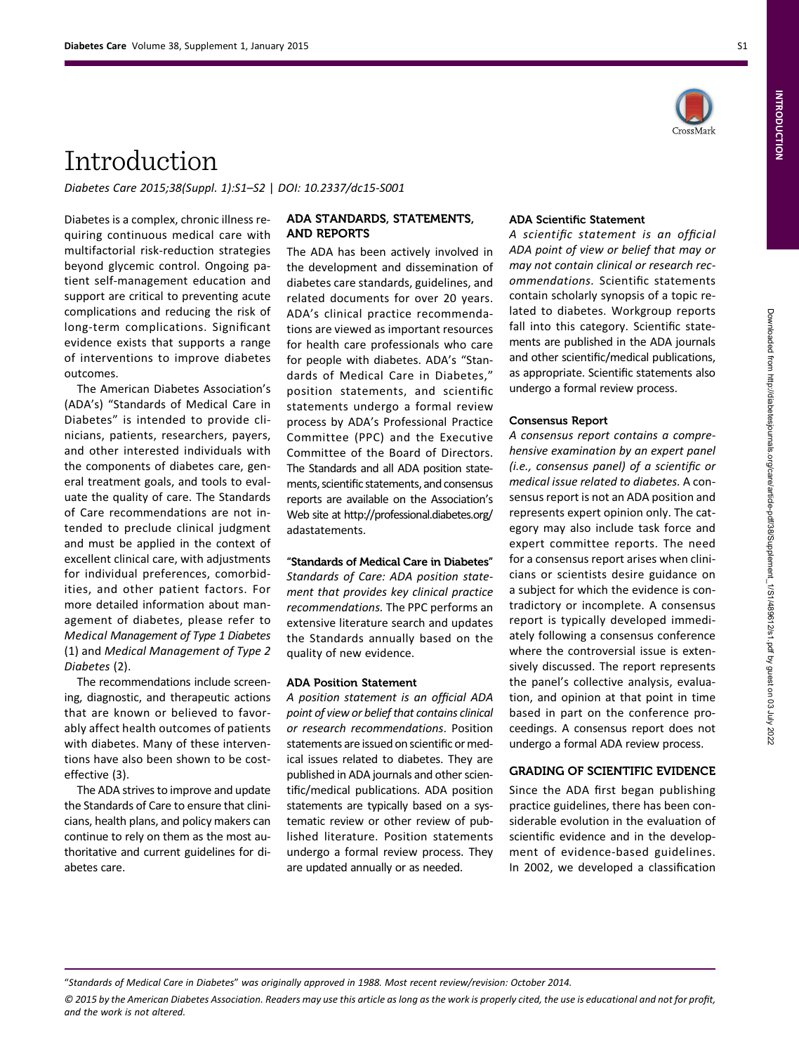# Introduction

*Diabetes Care 2015;38(Suppl. 1):S1–S2 | DOI: 10.2337/dc15-S001*

Diabetes is a complex, chronic illness requiring continuous medical care with multifactorial risk-reduction strategies beyond glycemic control. Ongoing patient self-management education and support are critical to preventing acute complications and reducing the risk of long-term complications. Significant evidence exists that supports a range of interventions to improve diabetes outcomes.

The American Diabetes Association's (ADA's) "Standards of Medical Care in Diabetes" is intended to provide clinicians, patients, researchers, payers, and other interested individuals with the components of diabetes care, general treatment goals, and tools to evaluate the quality of care. The Standards of Care recommendations are not intended to preclude clinical judgment and must be applied in the context of excellent clinical care, with adjustments for individual preferences, comorbidities, and other patient factors. For more detailed information about management of diabetes, please refer to *Medical Management of Type 1 Diabetes* (1) and *Medical Management of Type 2 Diabetes* (2).

The recommendations include screening, diagnostic, and therapeutic actions that are known or believed to favorably affect health outcomes of patients with diabetes. Many of these interventions have also been shown to be cost-effective (3).

The ADA strives to improve and update the Standards of Care to ensure that clinicians, health plans, and policy makers can continue to rely on them as the most authoritative and current guidelines for diabetes care.

## ADA STANDARDS, STATEMENTS, AND REPORTS

The ADA has been actively involved in the development and dissemination of diabetes care standards, guidelines, and related documents for over 20 years. ADA's clinical practice recommendations are viewed as important resources for health care professionals who care for people with diabetes. ADA's "Standards of Medical Care in Diabetes," position statements, and scientific statements undergo a formal review process by ADA's Professional Practice Committee (PPC) and the Executive Committee of the Board of Directors. The Standards and all ADA position statements, scientific statements, and consensus reports are available on the Association's Web site at http://professional.diabetes.org/adastatements.

### "Standards of Medical Care in Diabetes"

*Standards of Care: ADA position statement that provides key clinical practice recommendations.* The PPC performs an extensive literature search and updates the Standards annually based on the quality of new evidence.

### ADA Position Statement

*A position statement is an official ADA point of view or belief that contains clinical or research recommendations*. Position statements are issued on scientific or medical issues related to diabetes. They are published in ADA journals and other scientific/medical publications. ADA position statements are typically based on a systematic review or other review of published literature. Position statements undergo a formal review process. They are updated annually or as needed.

### ADA Scientific Statement

*A scientific statement is an official ADA point of view or belief that may or may not contain clinical or research recommendations.* Scientific statements contain scholarly synopsis of a topic related to diabetes. Workgroup reports fall into this category. Scientific statements are published in the ADA journals and other scientific/medical publications, as appropriate. Scientific statements also undergo a formal review process.

### Consensus Report

*A consensus report contains a comprehensive examination by an expert panel (i.e., consensus panel) of a scientific or medical issue related to diabetes.* A consensus report is not an ADA position and represents expert opinion only. The category may also include task force and expert committee reports. The need for a consensus report arises when clinicians or scientists desire guidance on a subject for which the evidence is contradictory or incomplete. A consensus report is typically developed immediately following a consensus conference where the controversial issue is extensively discussed. The report represents the panel's collective analysis, evaluation, and opinion at that point in time based in part on the conference proceedings. A consensus report does not undergo a formal ADA review process.

## GRADING OF SCIENTIFIC EVIDENCE

Since the ADA first began publishing practice guidelines, there has been considerable evolution in the evaluation of scientific evidence and in the development of evidence-based guidelines. In 2002, we developed a classification

*"Standards of Medical Care in Diabetes" was originally approved in 1988. Most recent review/revision: October 2014.*

*© 2015 by the American Diabetes Association. Readers may use this article as long as the work is properly cited, the use is educational and not for profit, and the work is not altered.*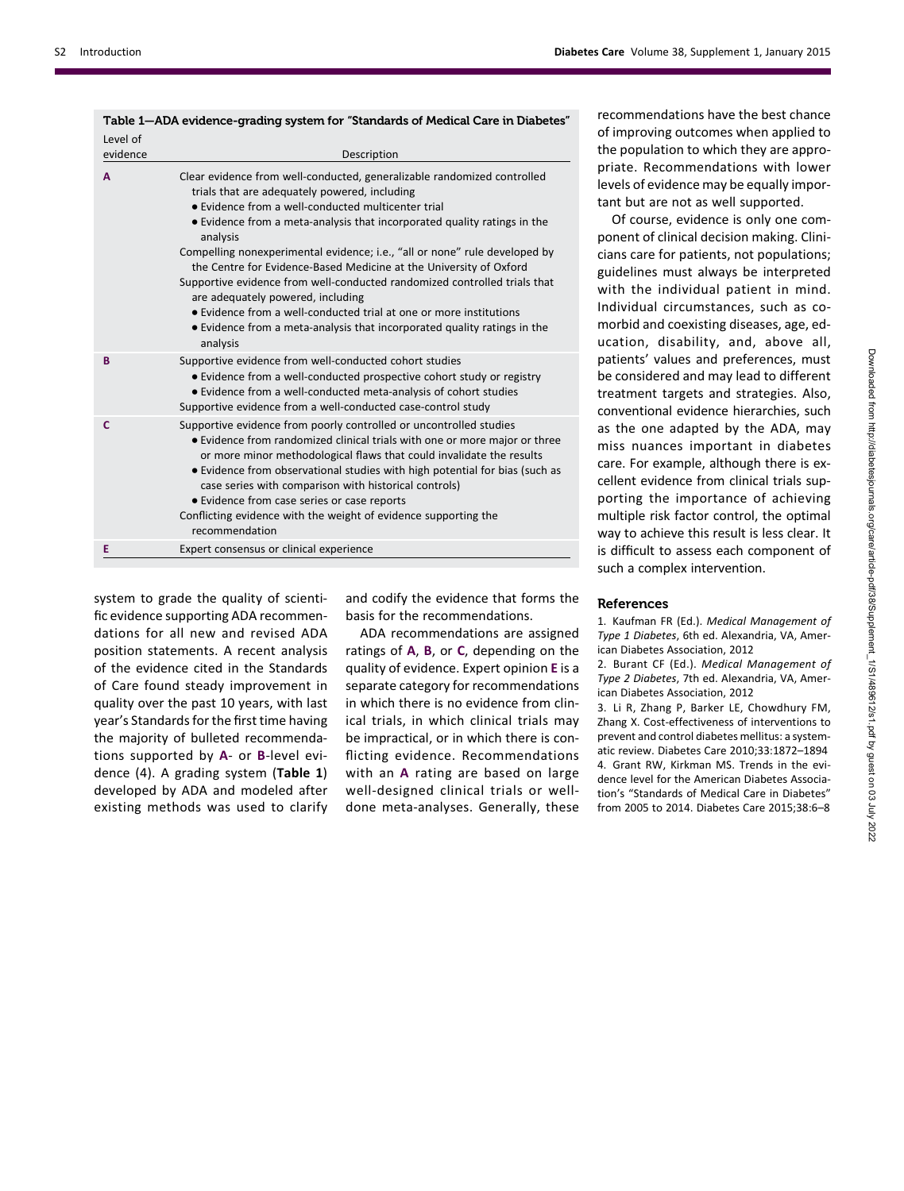**Table 1—ADA evidence-grading system for "Standards of Medical Care in Diabetes"**

| Level of evidence | Description |
|---|---|
| A | Clear evidence from well-conducted, generalizable randomized controlled trials that are adequately powered, including<br>• Evidence from a well-conducted multicenter trial<br>• Evidence from a meta-analysis that incorporated quality ratings in the analysis<br>Compelling nonexperimental evidence; i.e., "all or none" rule developed by the Centre for Evidence-Based Medicine at the University of Oxford<br>Supportive evidence from well-conducted randomized controlled trials that are adequately powered, including<br>• Evidence from a well-conducted trial at one or more institutions<br>• Evidence from a meta-analysis that incorporated quality ratings in the analysis |
| B | Supportive evidence from well-conducted cohort studies<br>• Evidence from a well-conducted prospective cohort study or registry<br>• Evidence from a well-conducted meta-analysis of cohort studies<br>Supportive evidence from a well-conducted case-control study |
| C | Supportive evidence from poorly controlled or uncontrolled studies<br>• Evidence from randomized clinical trials with one or more major or three or more minor methodological flaws that could invalidate the results<br>• Evidence from observational studies with high potential for bias (such as case series with comparison with historical controls)<br>• Evidence from case series or case reports<br>Conflicting evidence with the weight of evidence supporting the recommendation |
| E | Expert consensus or clinical experience |

system to grade the quality of scientific evidence supporting ADA recommendations for all new and revised ADA position statements. A recent analysis of the evidence cited in the Standards of Care found steady improvement in quality over the past 10 years, with last year's Standards for the first time having the majority of bulleted recommendations supported by **A**- or **B**-level evidence (4). A grading system (**Table 1**) developed by ADA and modeled after existing methods was used to clarify and codify the evidence that forms the basis for the recommendations.

ADA recommendations are assigned ratings of **A**, **B**, or **C**, depending on the quality of evidence. Expert opinion **E** is a separate category for recommendations in which there is no evidence from clinical trials, in which clinical trials may be impractical, or in which there is conflicting evidence. Recommendations with an **A** rating are based on large well-designed clinical trials or well-done meta-analyses. Generally, these recommendations have the best chance of improving outcomes when applied to the population to which they are appropriate. Recommendations with lower levels of evidence may be equally important but are not as well supported.

Of course, evidence is only one component of clinical decision making. Clinicians care for patients, not populations; guidelines must always be interpreted with the individual patient in mind. Individual circumstances, such as comorbid and coexisting diseases, age, education, disability, and, above all, patients' values and preferences, must be considered and may lead to different treatment targets and strategies. Also, conventional evidence hierarchies, such as the one adapted by the ADA, may miss nuances important in diabetes care. For example, although there is excellent evidence from clinical trials supporting the importance of achieving multiple risk factor control, the optimal way to achieve this result is less clear. It is difficult to assess each component of such a complex intervention.

## References

1. Kaufman FR (Ed.). *Medical Management of Type 1 Diabetes*, 6th ed. Alexandria, VA, American Diabetes Association, 2012
2. Burant CF (Ed.). *Medical Management of Type 2 Diabetes*, 7th ed. Alexandria, VA, American Diabetes Association, 2012
3. Li R, Zhang P, Barker LE, Chowdhury FM, Zhang X. Cost-effectiveness of interventions to prevent and control diabetes mellitus: a systematic review. Diabetes Care 2010;33:1872–1894
4. Grant RW, Kirkman MS. Trends in the evidence level for the American Diabetes Association's "Standards of Medical Care in Diabetes" from 2005 to 2014. Diabetes Care 2015;38:6–8